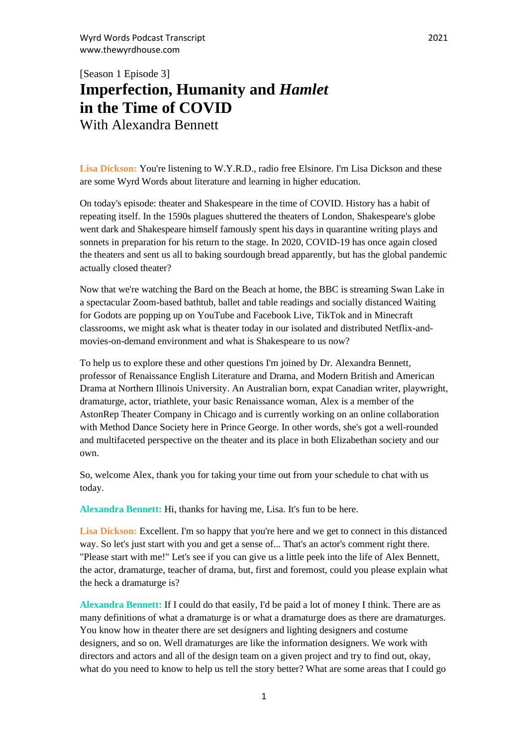[Season 1 Episode 3]

# Imperfection, Humanity and *Hamlet* in the Time of COVID

With Alexandra Bennett

**Lisa Dickson:** You're listening to W.Y.R.D., radio free Elsinore. I'm Lisa Dickson and these are some Wyrd Words about literature and learning in higher education.

On today's episode: theater and Shakespeare in the time of COVID. History has a habit of repeating itself. In the 1590s plagues shuttered the theaters of London, Shakespeare's globe went dark and Shakespeare himself famously spent his days in quarantine writing plays and sonnets in preparation for his return to the stage. In 2020, COVID-19 has once again closed the theaters and sent us all to baking sourdough bread apparently, but has the global pandemic actually closed theater?

Now that we're watching the Bard on the Beach at home, the BBC is streaming Swan Lake in a spectacular Zoom-based bathtub, ballet and table readings and socially distanced Waiting for Godots are popping up on YouTube and Facebook Live, TikTok and in Minecraft classrooms, we might ask what is theater today in our isolated and distributed Netflix-and-movies-on-demand environment and what is Shakespeare to us now?

To help us to explore these and other questions I'm joined by Dr. Alexandra Bennett, professor of Renaissance English Literature and Drama, and Modern British and American Drama at Northern Illinois University. An Australian born, expat Canadian writer, playwright, dramaturge, actor, triathlete, your basic Renaissance woman, Alex is a member of the AstonRep Theater Company in Chicago and is currently working on an online collaboration with Method Dance Society here in Prince George. In other words, she's got a well-rounded and multifaceted perspective on the theater and its place in both Elizabethan society and our own.

So, welcome Alex, thank you for taking your time out from your schedule to chat with us today.

**Alexandra Bennett:** Hi, thanks for having me, Lisa. It's fun to be here.

**Lisa Dickson:** Excellent. I'm so happy that you're here and we get to connect in this distanced way. So let's just start with you and get a sense of... That's an actor's comment right there. "Please start with me!" Let's see if you can give us a little peek into the life of Alex Bennett, the actor, dramaturge, teacher of drama, but, first and foremost, could you please explain what the heck a dramaturge is?

**Alexandra Bennett:** If I could do that easily, I'd be paid a lot of money I think. There are as many definitions of what a dramaturge is or what a dramaturge does as there are dramaturges. You know how in theater there are set designers and lighting designers and costume designers, and so on. Well dramaturges are like the information designers. We work with directors and actors and all of the design team on a given project and try to find out, okay, what do you need to know to help us tell the story better? What are some areas that I could go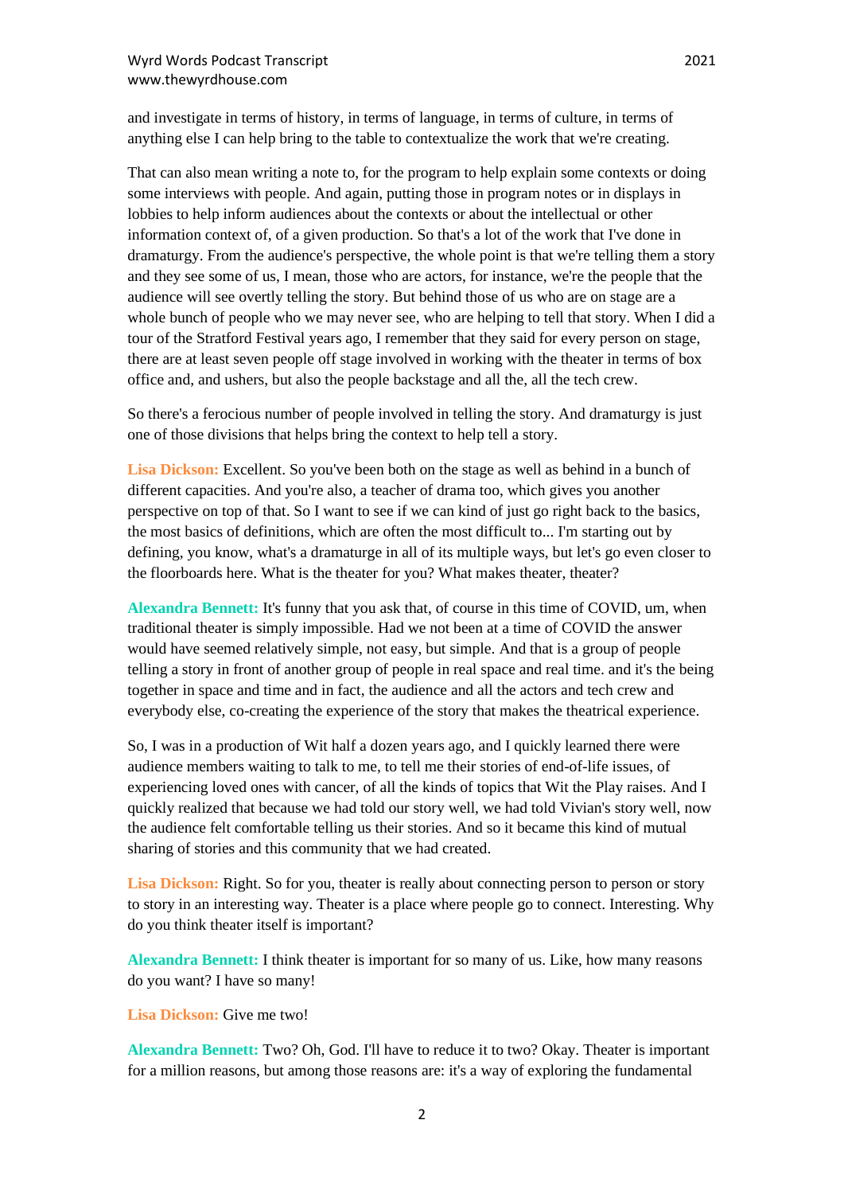and investigate in terms of history, in terms of language, in terms of culture, in terms of anything else I can help bring to the table to contextualize the work that we're creating.

That can also mean writing a note to, for the program to help explain some contexts or doing some interviews with people. And again, putting those in program notes or in displays in lobbies to help inform audiences about the contexts or about the intellectual or other information context of, of a given production. So that's a lot of the work that I've done in dramaturgy. From the audience's perspective, the whole point is that we're telling them a story and they see some of us, I mean, those who are actors, for instance, we're the people that the audience will see overtly telling the story. But behind those of us who are on stage are a whole bunch of people who we may never see, who are helping to tell that story. When I did a tour of the Stratford Festival years ago, I remember that they said for every person on stage, there are at least seven people off stage involved in working with the theater in terms of box office and, and ushers, but also the people backstage and all the, all the tech crew.

So there's a ferocious number of people involved in telling the story. And dramaturgy is just one of those divisions that helps bring the context to help tell a story.

**Lisa Dickson:** Excellent. So you've been both on the stage as well as behind in a bunch of different capacities. And you're also, a teacher of drama too, which gives you another perspective on top of that. So I want to see if we can kind of just go right back to the basics, the most basics of definitions, which are often the most difficult to... I'm starting out by defining, you know, what's a dramaturge in all of its multiple ways, but let's go even closer to the floorboards here. What is the theater for you? What makes theater, theater?

**Alexandra Bennett:** It's funny that you ask that, of course in this time of COVID, um, when traditional theater is simply impossible. Had we not been at a time of COVID the answer would have seemed relatively simple, not easy, but simple. And that is a group of people telling a story in front of another group of people in real space and real time. and it's the being together in space and time and in fact, the audience and all the actors and tech crew and everybody else, co-creating the experience of the story that makes the theatrical experience.

So, I was in a production of Wit half a dozen years ago, and I quickly learned there were audience members waiting to talk to me, to tell me their stories of end-of-life issues, of experiencing loved ones with cancer, of all the kinds of topics that Wit the Play raises. And I quickly realized that because we had told our story well, we had told Vivian's story well, now the audience felt comfortable telling us their stories. And so it became this kind of mutual sharing of stories and this community that we had created.

**Lisa Dickson:** Right. So for you, theater is really about connecting person to person or story to story in an interesting way. Theater is a place where people go to connect. Interesting. Why do you think theater itself is important?

**Alexandra Bennett:** I think theater is important for so many of us. Like, how many reasons do you want? I have so many!

**Lisa Dickson:** Give me two!

**Alexandra Bennett:** Two? Oh, God. I'll have to reduce it to two? Okay. Theater is important for a million reasons, but among those reasons are: it's a way of exploring the fundamental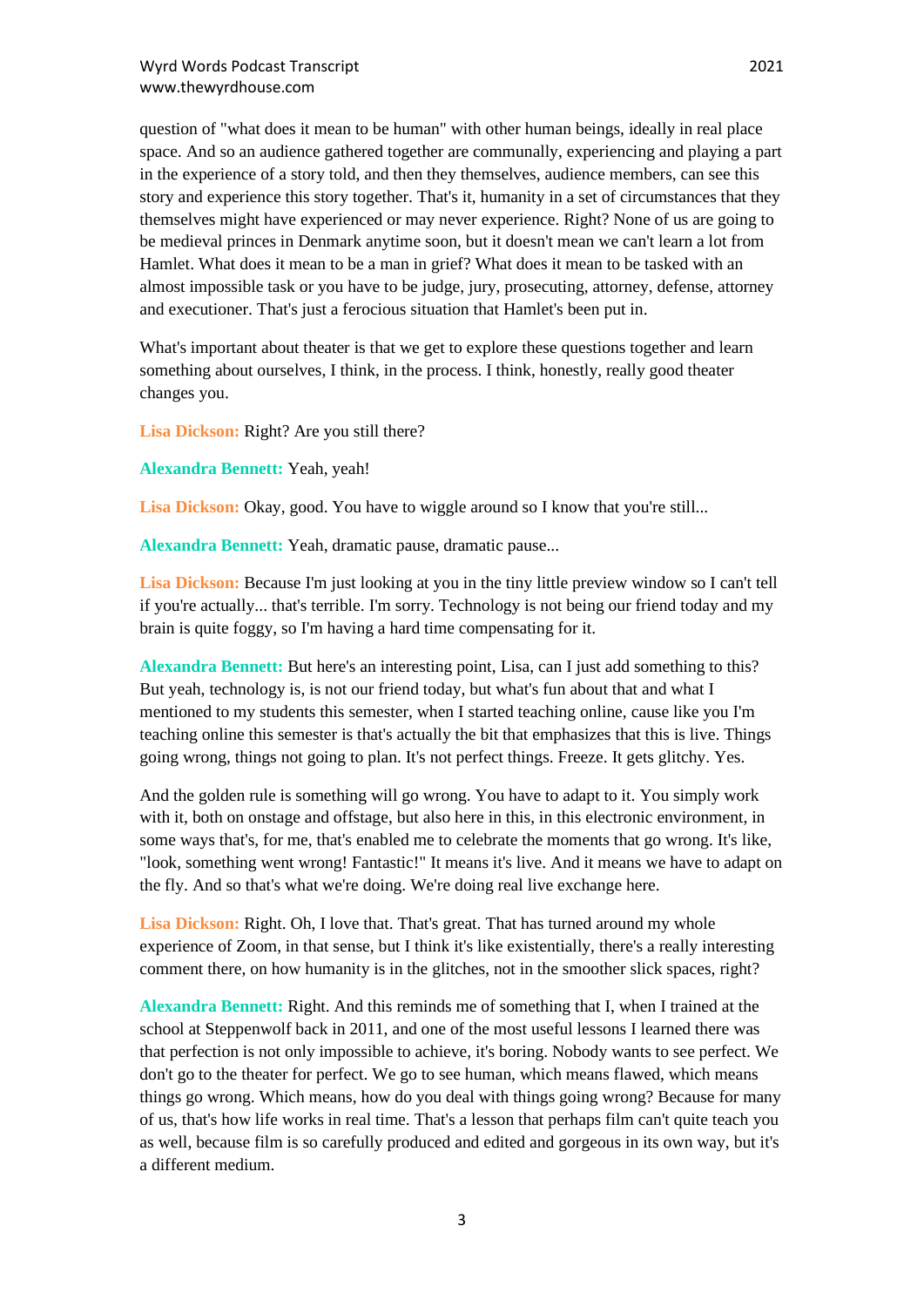question of "what does it mean to be human" with other human beings, ideally in real place space. And so an audience gathered together are communally, experiencing and playing a part in the experience of a story told, and then they themselves, audience members, can see this story and experience this story together. That's it, humanity in a set of circumstances that they themselves might have experienced or may never experience. Right? None of us are going to be medieval princes in Denmark anytime soon, but it doesn't mean we can't learn a lot from Hamlet. What does it mean to be a man in grief? What does it mean to be tasked with an almost impossible task or you have to be judge, jury, prosecuting, attorney, defense, attorney and executioner. That's just a ferocious situation that Hamlet's been put in.

What's important about theater is that we get to explore these questions together and learn something about ourselves, I think, in the process. I think, honestly, really good theater changes you.

**Lisa Dickson:** Right? Are you still there?

**Alexandra Bennett:** Yeah, yeah!

**Lisa Dickson:** Okay, good. You have to wiggle around so I know that you're still...

**Alexandra Bennett:** Yeah, dramatic pause, dramatic pause...

**Lisa Dickson:** Because I'm just looking at you in the tiny little preview window so I can't tell if you're actually... that's terrible. I'm sorry. Technology is not being our friend today and my brain is quite foggy, so I'm having a hard time compensating for it.

**Alexandra Bennett:** But here's an interesting point, Lisa, can I just add something to this? But yeah, technology is, is not our friend today, but what's fun about that and what I mentioned to my students this semester, when I started teaching online, cause like you I'm teaching online this semester is that's actually the bit that emphasizes that this is live. Things going wrong, things not going to plan. It's not perfect things. Freeze. It gets glitchy. Yes.

And the golden rule is something will go wrong. You have to adapt to it. You simply work with it, both on onstage and offstage, but also here in this, in this electronic environment, in some ways that's, for me, that's enabled me to celebrate the moments that go wrong. It's like, "look, something went wrong! Fantastic!" It means it's live. And it means we have to adapt on the fly. And so that's what we're doing. We're doing real live exchange here.

**Lisa Dickson:** Right. Oh, I love that. That's great. That has turned around my whole experience of Zoom, in that sense, but I think it's like existentially, there's a really interesting comment there, on how humanity is in the glitches, not in the smoother slick spaces, right?

**Alexandra Bennett:** Right. And this reminds me of something that I, when I trained at the school at Steppenwolf back in 2011, and one of the most useful lessons I learned there was that perfection is not only impossible to achieve, it's boring. Nobody wants to see perfect. We don't go to the theater for perfect. We go to see human, which means flawed, which means things go wrong. Which means, how do you deal with things going wrong? Because for many of us, that's how life works in real time. That's a lesson that perhaps film can't quite teach you as well, because film is so carefully produced and edited and gorgeous in its own way, but it's a different medium.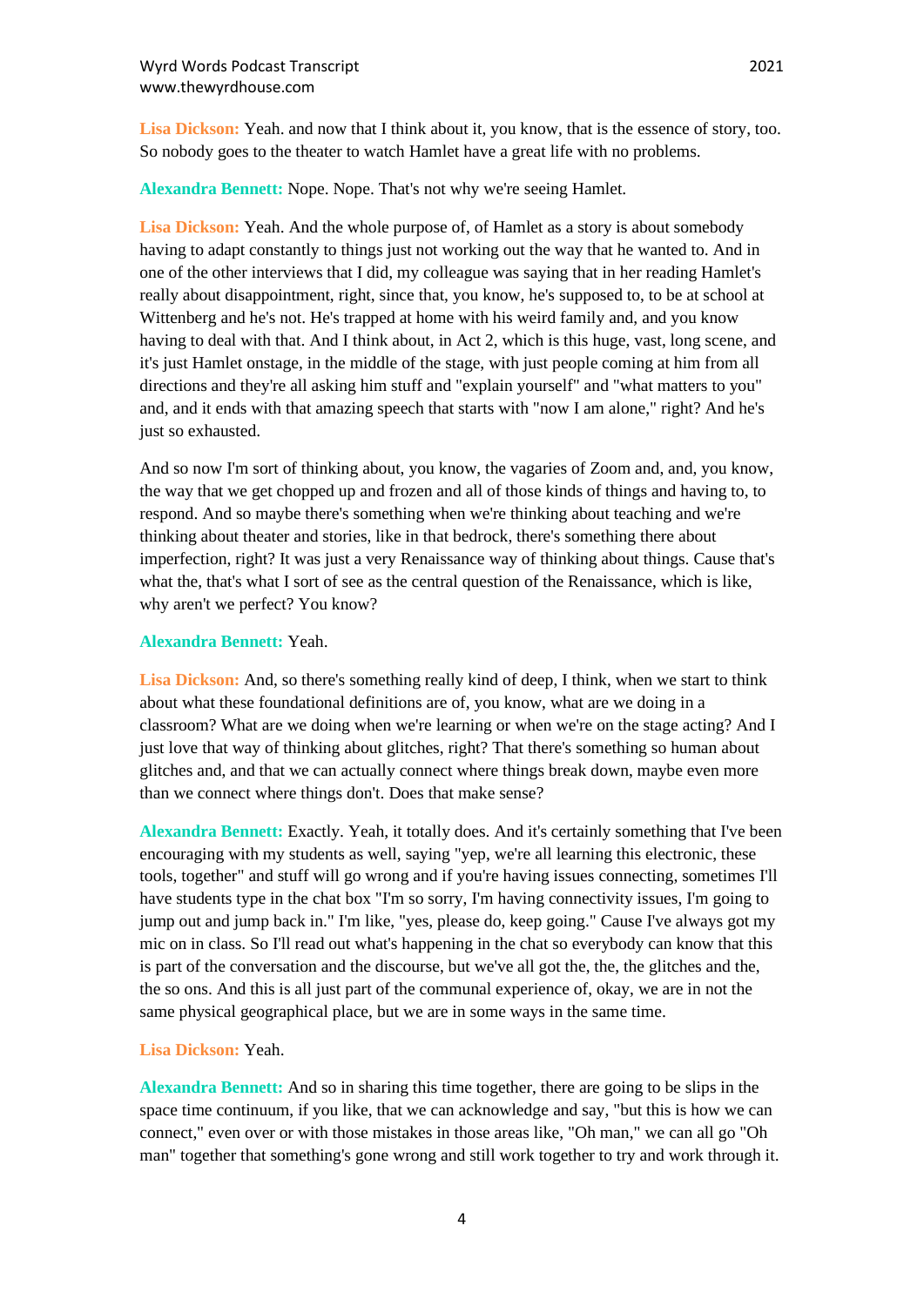**Lisa Dickson:** Yeah. and now that I think about it, you know, that is the essence of story, too. So nobody goes to the theater to watch Hamlet have a great life with no problems.

**Alexandra Bennett:** Nope. Nope. That's not why we're seeing Hamlet.

**Lisa Dickson:** Yeah. And the whole purpose of, of Hamlet as a story is about somebody having to adapt constantly to things just not working out the way that he wanted to. And in one of the other interviews that I did, my colleague was saying that in her reading Hamlet's really about disappointment, right, since that, you know, he's supposed to, to be at school at Wittenberg and he's not. He's trapped at home with his weird family and, and you know having to deal with that. And I think about, in Act 2, which is this huge, vast, long scene, and it's just Hamlet onstage, in the middle of the stage, with just people coming at him from all directions and they're all asking him stuff and "explain yourself" and "what matters to you" and, and it ends with that amazing speech that starts with "now I am alone," right? And he's just so exhausted.

And so now I'm sort of thinking about, you know, the vagaries of Zoom and, and, you know, the way that we get chopped up and frozen and all of those kinds of things and having to, to respond. And so maybe there's something when we're thinking about teaching and we're thinking about theater and stories, like in that bedrock, there's something there about imperfection, right? It was just a very Renaissance way of thinking about things. Cause that's what the, that's what I sort of see as the central question of the Renaissance, which is like, why aren't we perfect? You know?

**Alexandra Bennett:** Yeah.

**Lisa Dickson:** And, so there's something really kind of deep, I think, when we start to think about what these foundational definitions are of, you know, what are we doing in a classroom? What are we doing when we're learning or when we're on the stage acting? And I just love that way of thinking about glitches, right? That there's something so human about glitches and, and that we can actually connect where things break down, maybe even more than we connect where things don't. Does that make sense?

**Alexandra Bennett:** Exactly. Yeah, it totally does. And it's certainly something that I've been encouraging with my students as well, saying "yep, we're all learning this electronic, these tools, together" and stuff will go wrong and if you're having issues connecting, sometimes I'll have students type in the chat box "I'm so sorry, I'm having connectivity issues, I'm going to jump out and jump back in." I'm like, "yes, please do, keep going." Cause I've always got my mic on in class. So I'll read out what's happening in the chat so everybody can know that this is part of the conversation and the discourse, but we've all got the, the, the glitches and the, the so ons. And this is all just part of the communal experience of, okay, we are in not the same physical geographical place, but we are in some ways in the same time.

**Lisa Dickson:** Yeah.

**Alexandra Bennett:** And so in sharing this time together, there are going to be slips in the space time continuum, if you like, that we can acknowledge and say, "but this is how we can connect," even over or with those mistakes in those areas like, "Oh man," we can all go "Oh man" together that something's gone wrong and still work together to try and work through it.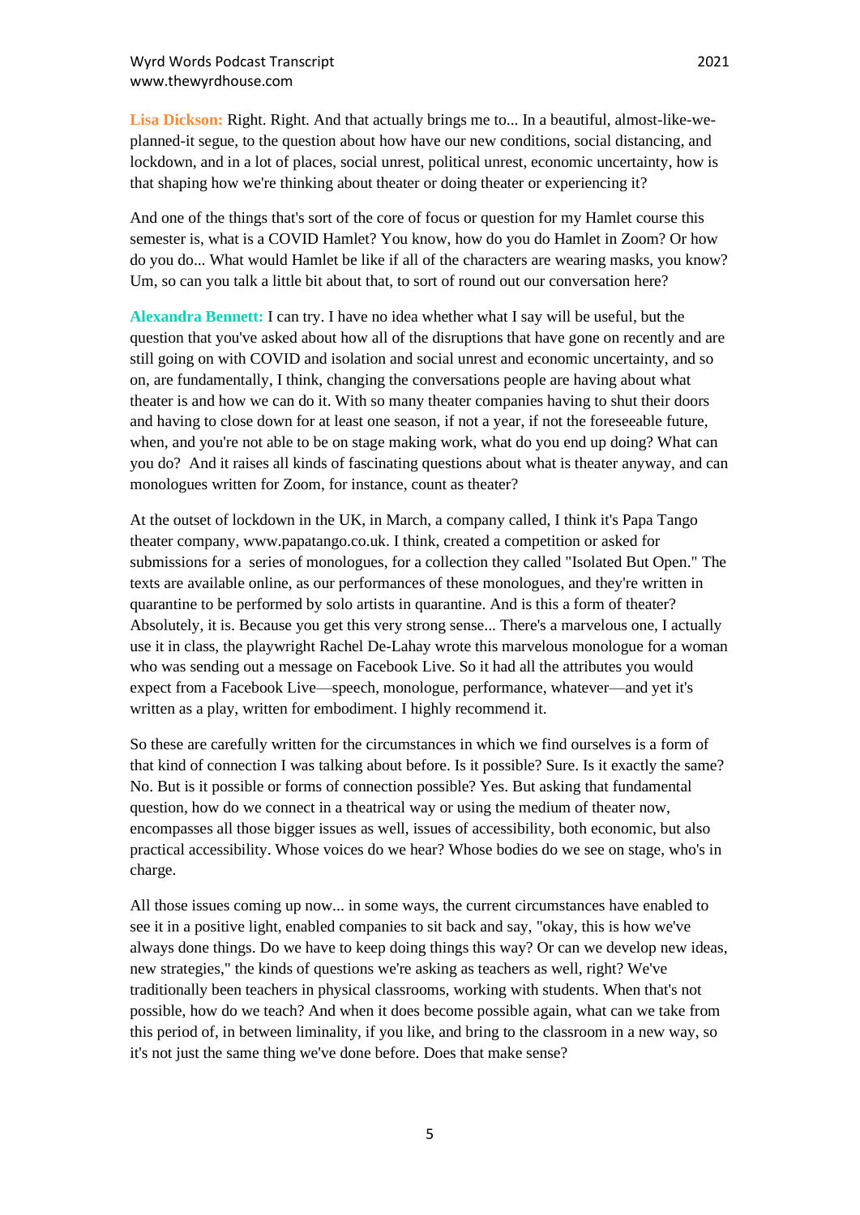**Lisa Dickson:** Right. Right. And that actually brings me to... In a beautiful, almost-like-we-planned-it segue, to the question about how have our new conditions, social distancing, and lockdown, and in a lot of places, social unrest, political unrest, economic uncertainty, how is that shaping how we're thinking about theater or doing theater or experiencing it?

And one of the things that's sort of the core of focus or question for my Hamlet course this semester is, what is a COVID Hamlet? You know, how do you do Hamlet in Zoom? Or how do you do... What would Hamlet be like if all of the characters are wearing masks, you know? Um, so can you talk a little bit about that, to sort of round out our conversation here?

**Alexandra Bennett:** I can try. I have no idea whether what I say will be useful, but the question that you've asked about how all of the disruptions that have gone on recently and are still going on with COVID and isolation and social unrest and economic uncertainty, and so on, are fundamentally, I think, changing the conversations people are having about what theater is and how we can do it. With so many theater companies having to shut their doors and having to close down for at least one season, if not a year, if not the foreseeable future, when, and you're not able to be on stage making work, what do you end up doing? What can you do? And it raises all kinds of fascinating questions about what is theater anyway, and can monologues written for Zoom, for instance, count as theater?

At the outset of lockdown in the UK, in March, a company called, I think it's Papa Tango theater company, www.papatango.co.uk. I think, created a competition or asked for submissions for a series of monologues, for a collection they called "Isolated But Open." The texts are available online, as our performances of these monologues, and they're written in quarantine to be performed by solo artists in quarantine. And is this a form of theater? Absolutely, it is. Because you get this very strong sense... There's a marvelous one, I actually use it in class, the playwright Rachel De-Lahay wrote this marvelous monologue for a woman who was sending out a message on Facebook Live. So it had all the attributes you would expect from a Facebook Live—speech, monologue, performance, whatever—and yet it's written as a play, written for embodiment. I highly recommend it.

So these are carefully written for the circumstances in which we find ourselves is a form of that kind of connection I was talking about before. Is it possible? Sure. Is it exactly the same? No. But is it possible or forms of connection possible? Yes. But asking that fundamental question, how do we connect in a theatrical way or using the medium of theater now, encompasses all those bigger issues as well, issues of accessibility, both economic, but also practical accessibility. Whose voices do we hear? Whose bodies do we see on stage, who's in charge.

All those issues coming up now... in some ways, the current circumstances have enabled to see it in a positive light, enabled companies to sit back and say, "okay, this is how we've always done things. Do we have to keep doing things this way? Or can we develop new ideas, new strategies," the kinds of questions we're asking as teachers as well, right? We've traditionally been teachers in physical classrooms, working with students. When that's not possible, how do we teach? And when it does become possible again, what can we take from this period of, in between liminality, if you like, and bring to the classroom in a new way, so it's not just the same thing we've done before. Does that make sense?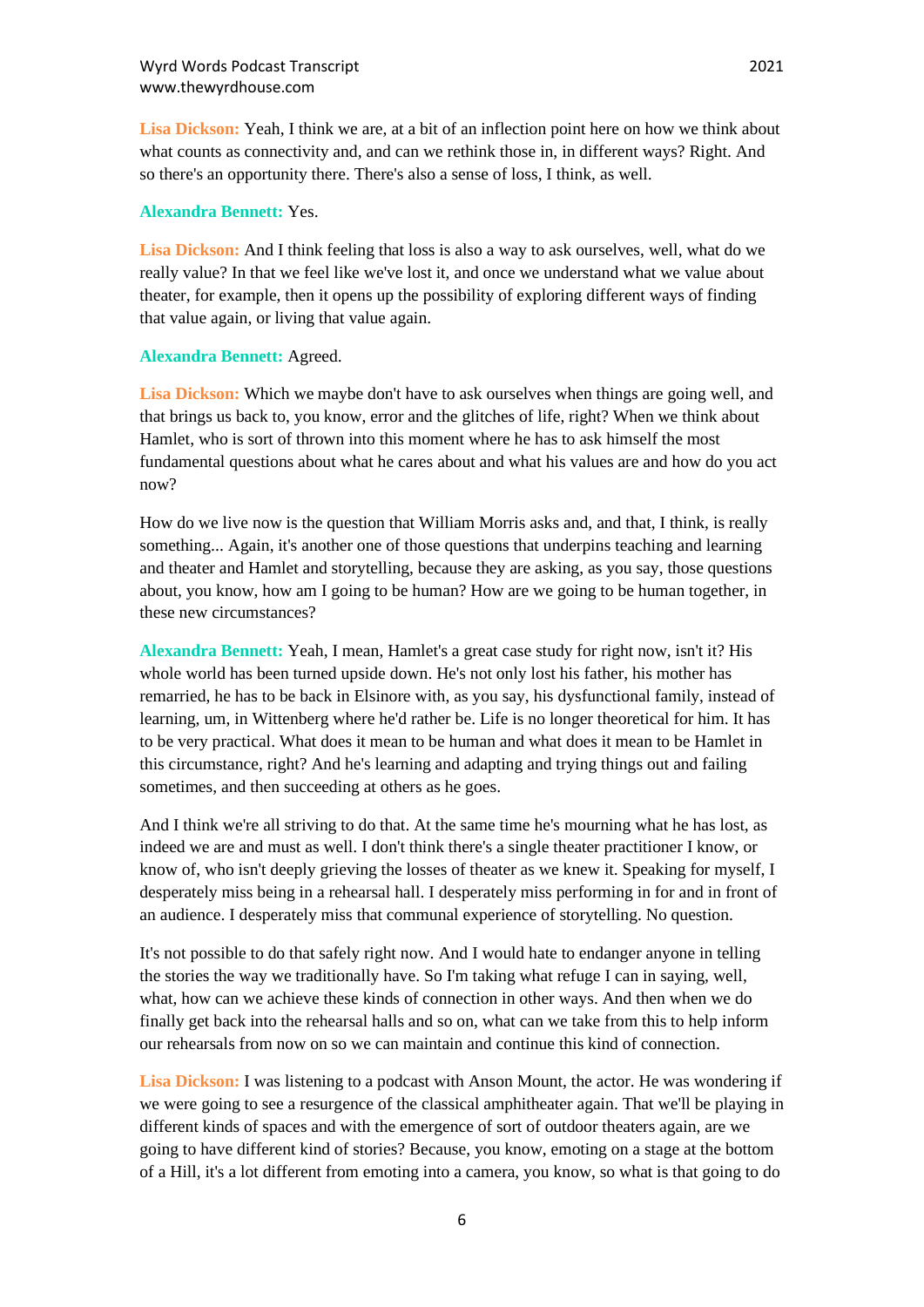**Lisa Dickson:** Yeah, I think we are, at a bit of an inflection point here on how we think about what counts as connectivity and, and can we rethink those in, in different ways? Right. And so there's an opportunity there. There's also a sense of loss, I think, as well.

**Alexandra Bennett:** Yes.

**Lisa Dickson:** And I think feeling that loss is also a way to ask ourselves, well, what do we really value? In that we feel like we've lost it, and once we understand what we value about theater, for example, then it opens up the possibility of exploring different ways of finding that value again, or living that value again.

**Alexandra Bennett:** Agreed.

**Lisa Dickson:** Which we maybe don't have to ask ourselves when things are going well, and that brings us back to, you know, error and the glitches of life, right? When we think about Hamlet, who is sort of thrown into this moment where he has to ask himself the most fundamental questions about what he cares about and what his values are and how do you act now?

How do we live now is the question that William Morris asks and, and that, I think, is really something... Again, it's another one of those questions that underpins teaching and learning and theater and Hamlet and storytelling, because they are asking, as you say, those questions about, you know, how am I going to be human? How are we going to be human together, in these new circumstances?

**Alexandra Bennett:** Yeah, I mean, Hamlet's a great case study for right now, isn't it? His whole world has been turned upside down. He's not only lost his father, his mother has remarried, he has to be back in Elsinore with, as you say, his dysfunctional family, instead of learning, um, in Wittenberg where he'd rather be. Life is no longer theoretical for him. It has to be very practical. What does it mean to be human and what does it mean to be Hamlet in this circumstance, right? And he's learning and adapting and trying things out and failing sometimes, and then succeeding at others as he goes.

And I think we're all striving to do that. At the same time he's mourning what he has lost, as indeed we are and must as well. I don't think there's a single theater practitioner I know, or know of, who isn't deeply grieving the losses of theater as we knew it. Speaking for myself, I desperately miss being in a rehearsal hall. I desperately miss performing in for and in front of an audience. I desperately miss that communal experience of storytelling. No question.

It's not possible to do that safely right now. And I would hate to endanger anyone in telling the stories the way we traditionally have. So I'm taking what refuge I can in saying, well, what, how can we achieve these kinds of connection in other ways. And then when we do finally get back into the rehearsal halls and so on, what can we take from this to help inform our rehearsals from now on so we can maintain and continue this kind of connection.

**Lisa Dickson:** I was listening to a podcast with Anson Mount, the actor. He was wondering if we were going to see a resurgence of the classical amphitheater again. That we'll be playing in different kinds of spaces and with the emergence of sort of outdoor theaters again, are we going to have different kind of stories? Because, you know, emoting on a stage at the bottom of a Hill, it's a lot different from emoting into a camera, you know, so what is that going to do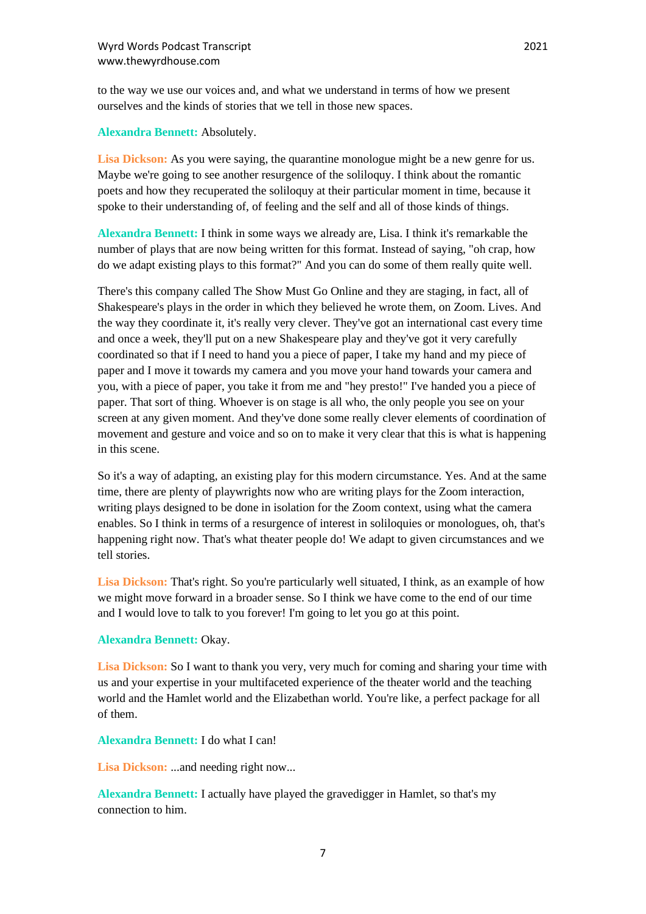to the way we use our voices and, and what we understand in terms of how we present ourselves and the kinds of stories that we tell in those new spaces.

**Alexandra Bennett:** Absolutely.

**Lisa Dickson:** As you were saying, the quarantine monologue might be a new genre for us. Maybe we're going to see another resurgence of the soliloquy. I think about the romantic poets and how they recuperated the soliloquy at their particular moment in time, because it spoke to their understanding of, of feeling and the self and all of those kinds of things.

**Alexandra Bennett:** I think in some ways we already are, Lisa. I think it's remarkable the number of plays that are now being written for this format. Instead of saying, "oh crap, how do we adapt existing plays to this format?" And you can do some of them really quite well.

There's this company called The Show Must Go Online and they are staging, in fact, all of Shakespeare's plays in the order in which they believed he wrote them, on Zoom. Lives. And the way they coordinate it, it's really very clever. They've got an international cast every time and once a week, they'll put on a new Shakespeare play and they've got it very carefully coordinated so that if I need to hand you a piece of paper, I take my hand and my piece of paper and I move it towards my camera and you move your hand towards your camera and you, with a piece of paper, you take it from me and "hey presto!" I've handed you a piece of paper. That sort of thing. Whoever is on stage is all who, the only people you see on your screen at any given moment. And they've done some really clever elements of coordination of movement and gesture and voice and so on to make it very clear that this is what is happening in this scene.

So it's a way of adapting, an existing play for this modern circumstance. Yes. And at the same time, there are plenty of playwrights now who are writing plays for the Zoom interaction, writing plays designed to be done in isolation for the Zoom context, using what the camera enables. So I think in terms of a resurgence of interest in soliloquies or monologues, oh, that's happening right now. That's what theater people do! We adapt to given circumstances and we tell stories.

**Lisa Dickson:** That's right. So you're particularly well situated, I think, as an example of how we might move forward in a broader sense. So I think we have come to the end of our time and I would love to talk to you forever! I'm going to let you go at this point.

**Alexandra Bennett:** Okay.

**Lisa Dickson:** So I want to thank you very, very much for coming and sharing your time with us and your expertise in your multifaceted experience of the theater world and the teaching world and the Hamlet world and the Elizabethan world. You're like, a perfect package for all of them.

**Alexandra Bennett:** I do what I can!

**Lisa Dickson:** ...and needing right now...

**Alexandra Bennett:** I actually have played the gravedigger in Hamlet, so that's my connection to him.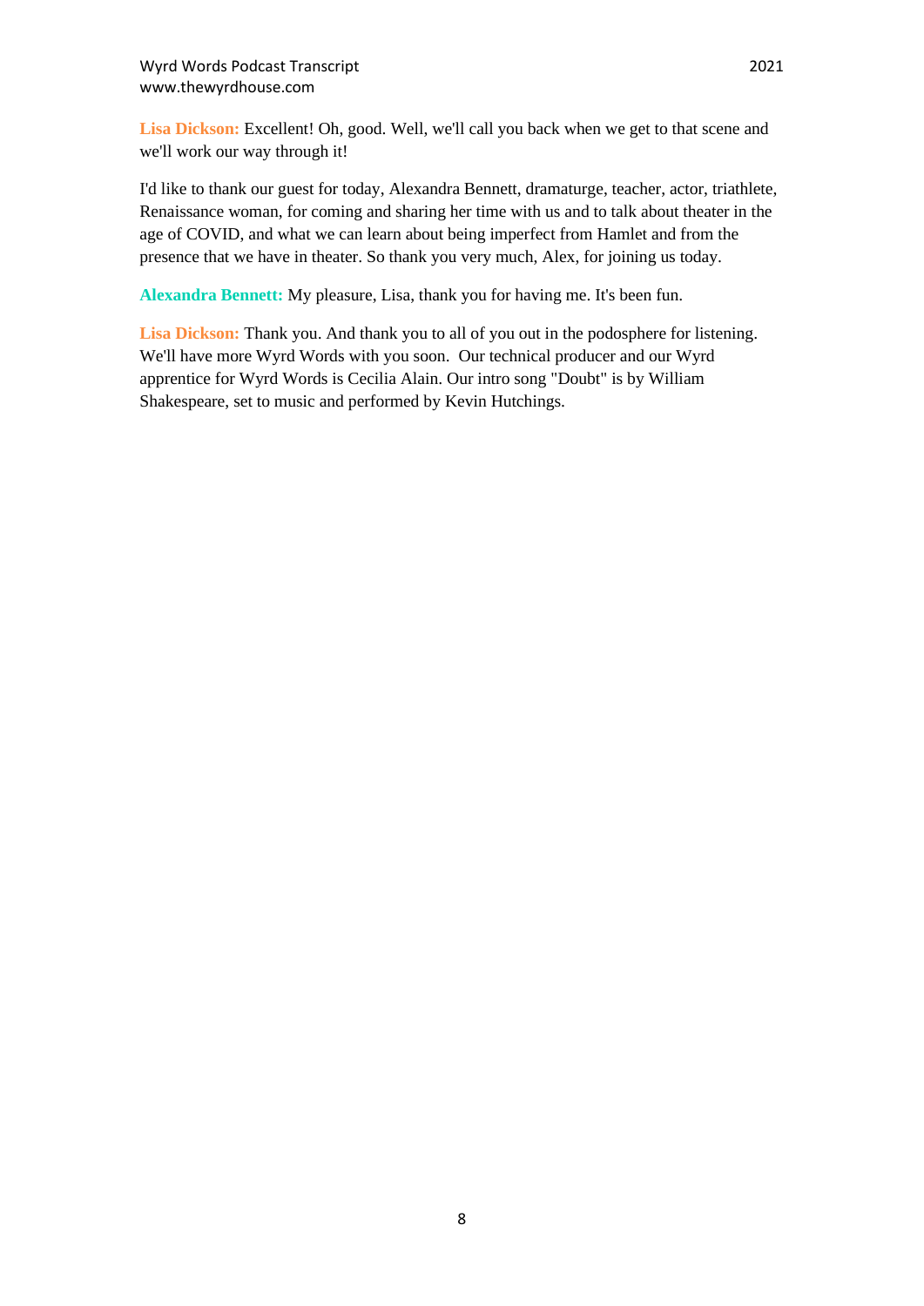**Lisa Dickson:** Excellent! Oh, good. Well, we'll call you back when we get to that scene and we'll work our way through it!

I'd like to thank our guest for today, Alexandra Bennett, dramaturge, teacher, actor, triathlete, Renaissance woman, for coming and sharing her time with us and to talk about theater in the age of COVID, and what we can learn about being imperfect from Hamlet and from the presence that we have in theater. So thank you very much, Alex, for joining us today.

**Alexandra Bennett:** My pleasure, Lisa, thank you for having me. It's been fun.

**Lisa Dickson:** Thank you. And thank you to all of you out in the podosphere for listening. We'll have more Wyrd Words with you soon. Our technical producer and our Wyrd apprentice for Wyrd Words is Cecilia Alain. Our intro song "Doubt" is by William Shakespeare, set to music and performed by Kevin Hutchings.